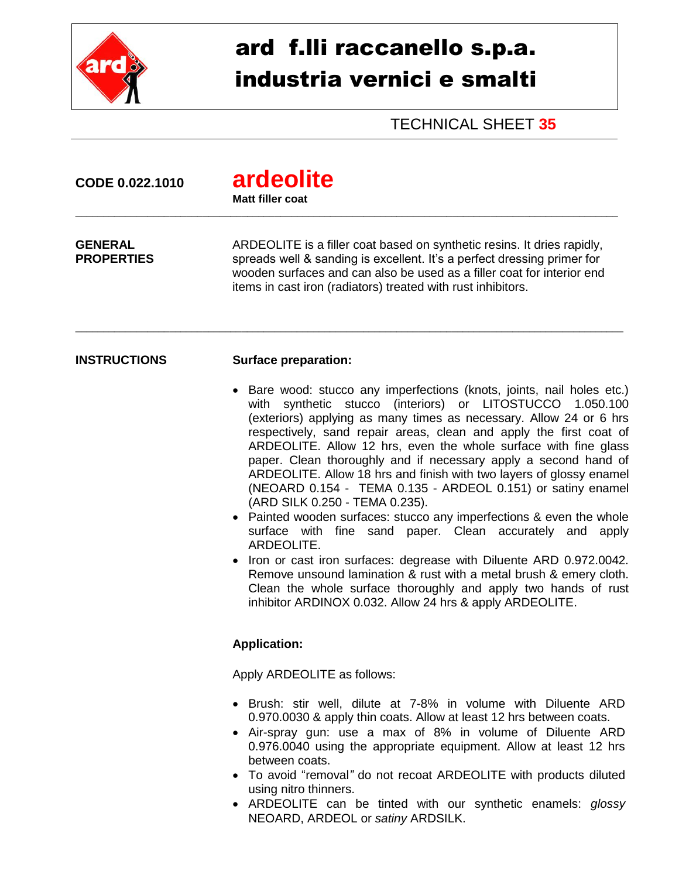# ard f.lli raccanello s.p.a.
# industria vernici e smalti

TECHNICAL SHEET **35**

**CODE 0.022.1010**

## ardeolite

**Matt filler coat**

---

**GENERAL PROPERTIES**

ARDEOLITE is a filler coat based on synthetic resins. It dries rapidly, spreads well & sanding is excellent. It's a perfect dressing primer for wooden surfaces and can also be used as a filler coat for interior end items in cast iron (radiators) treated with rust inhibitors.

---

**INSTRUCTIONS**

**Surface preparation:**

- Bare wood: stucco any imperfections (knots, joints, nail holes etc.) with synthetic stucco (interiors) or LITOSTUCCO 1.050.100 (exteriors) applying as many times as necessary. Allow 24 or 6 hrs respectively, sand repair areas, clean and apply the first coat of ARDEOLITE. Allow 12 hrs, even the whole surface with fine glass paper. Clean thoroughly and if necessary apply a second hand of ARDEOLITE. Allow 18 hrs and finish with two layers of glossy enamel (NEOARD 0.154 - TEMA 0.135 - ARDEOL 0.151) or satiny enamel (ARD SILK 0.250 - TEMA 0.235).
- Painted wooden surfaces: stucco any imperfections & even the whole surface with fine sand paper. Clean accurately and apply ARDEOLITE.
- Iron or cast iron surfaces: degrease with Diluente ARD 0.972.0042. Remove unsound lamination & rust with a metal brush & emery cloth. Clean the whole surface thoroughly and apply two hands of rust inhibitor ARDINOX 0.032. Allow 24 hrs & apply ARDEOLITE.

**Application:**

Apply ARDEOLITE as follows:

- Brush: stir well, dilute at 7-8% in volume with Diluente ARD 0.970.0030 & apply thin coats. Allow at least 12 hrs between coats.
- Air-spray gun: use a max of 8% in volume of Diluente ARD 0.976.0040 using the appropriate equipment. Allow at least 12 hrs between coats.
- To avoid "removal" do not recoat ARDEOLITE with products diluted using nitro thinners.
- ARDEOLITE can be tinted with our synthetic enamels: *glossy* NEOARD, ARDEOL or *satiny* ARDSILK.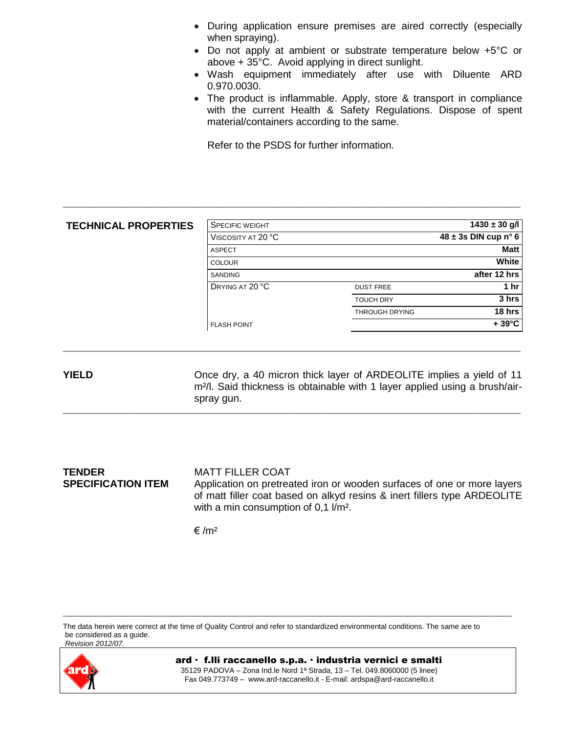- During application ensure premises are aired correctly (especially when spraying).
- Do not apply at ambient or substrate temperature below +5°C or above + 35°C. Avoid applying in direct sunlight.
- Wash equipment immediately after use with Diluente ARD 0.970.0030.
- The product is inflammable. Apply, store & transport in compliance with the current Health & Safety Regulations. Dispose of spent material/containers according to the same.

Refer to the PSDS for further information.

## TECHNICAL PROPERTIES

| | | |
|---|---|---|
| SPECIFIC WEIGHT | | **1430 ± 30 g/l** |
| VISCOSITY AT 20 °C | | **48 ± 3s DIN cup n° 6** |
| ASPECT | | **Matt** |
| COLOUR | | **White** |
| SANDING | | **after 12 hrs** |
| DRYING AT 20 °C | DUST FREE | **1 hr** |
| | TOUCH DRY | **3 hrs** |
| | THROUGH DRYING | **18 hrs** |
| FLASH POINT | | **+ 39°C** |

## YIELD

Once dry, a 40 micron thick layer of ARDEOLITE implies a yield of 11 m²/l. Said thickness is obtainable with 1 layer applied using a brush/air-spray gun.

## TENDER SPECIFICATION ITEM

MATT FILLER COAT
Application on pretreated iron or wooden surfaces of one or more layers of matt filler coat based on alkyd resins & inert fillers type ARDEOLITE with a min consumption of 0,1 l/m².

€ /m²

The data herein were correct at the time of Quality Control and refer to standardized environmental conditions. The same are to be considered as a guide.
*Revision 2012/07.*

**ard · f.lli raccanello s.p.a. · industria vernici e smalti**
35129 PADOVA – Zona Ind.le Nord 1ª Strada, 13 – Tel. 049.8060000 (5 linee)
Fax 049.773749 – www.ard-raccanello.it - E-mail: ardspa@ard-raccanello.it